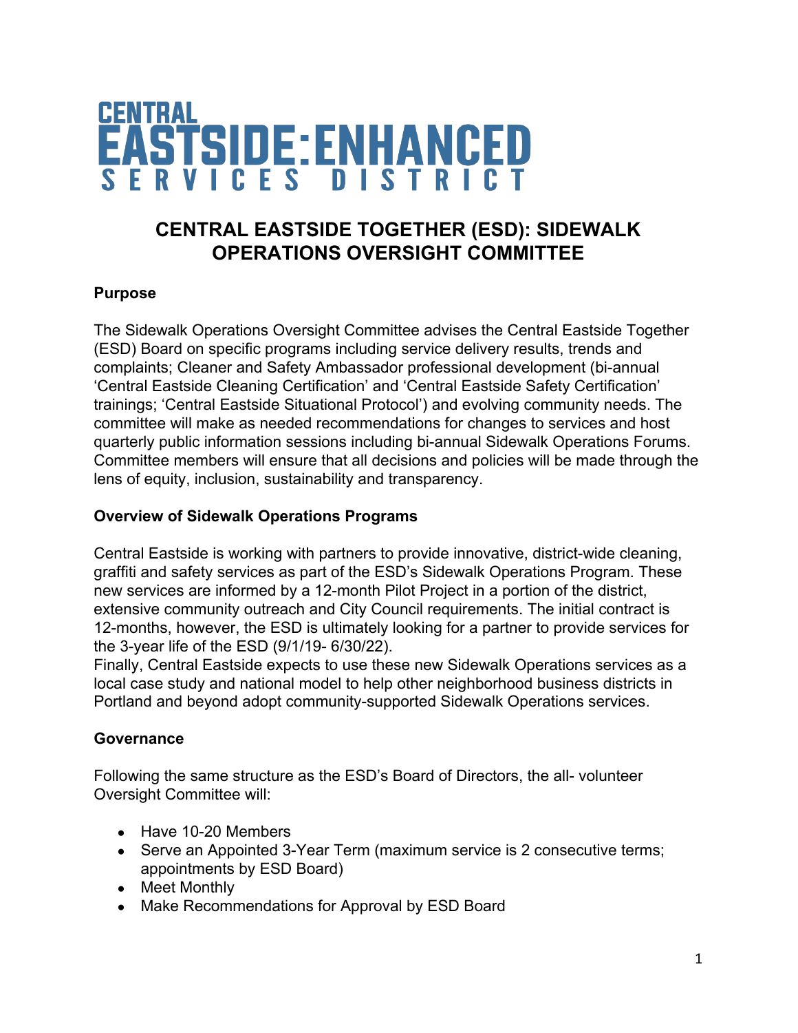# CENTRAL EASTSIDE: ENHANCED SERVICES DISTRICT

## CENTRAL EASTSIDE TOGETHER (ESD): SIDEWALK OPERATIONS OVERSIGHT COMMITTEE

**Purpose**

The Sidewalk Operations Oversight Committee advises the Central Eastside Together (ESD) Board on specific programs including service delivery results, trends and complaints; Cleaner and Safety Ambassador professional development (bi-annual 'Central Eastside Cleaning Certification' and 'Central Eastside Safety Certification' trainings; 'Central Eastside Situational Protocol') and evolving community needs. The committee will make as needed recommendations for changes to services and host quarterly public information sessions including bi-annual Sidewalk Operations Forums. Committee members will ensure that all decisions and policies will be made through the lens of equity, inclusion, sustainability and transparency.

**Overview of Sidewalk Operations Programs**

Central Eastside is working with partners to provide innovative, district-wide cleaning, graffiti and safety services as part of the ESD's Sidewalk Operations Program. These new services are informed by a 12-month Pilot Project in a portion of the district, extensive community outreach and City Council requirements. The initial contract is 12-months, however, the ESD is ultimately looking for a partner to provide services for the 3-year life of the ESD (9/1/19- 6/30/22).
Finally, Central Eastside expects to use these new Sidewalk Operations services as a local case study and national model to help other neighborhood business districts in Portland and beyond adopt community-supported Sidewalk Operations services.

**Governance**

Following the same structure as the ESD's Board of Directors, the all- volunteer Oversight Committee will:

- Have 10-20 Members
- Serve an Appointed 3-Year Term (maximum service is 2 consecutive terms; appointments by ESD Board)
- Meet Monthly
- Make Recommendations for Approval by ESD Board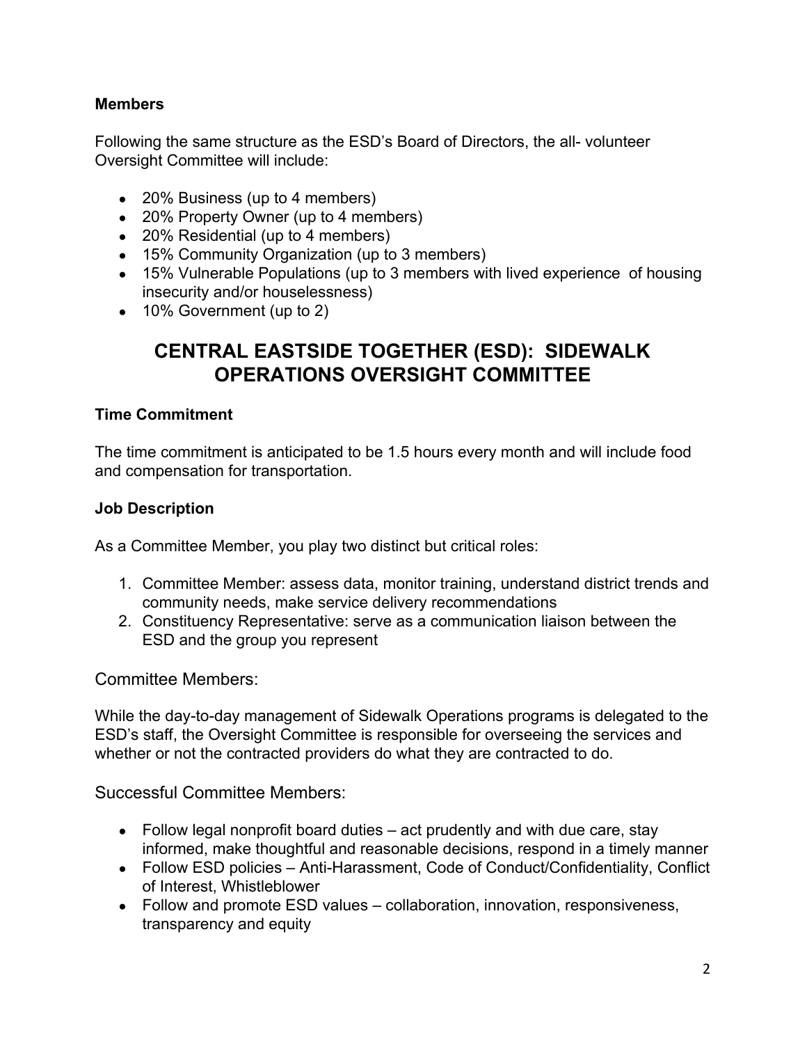**Members**

Following the same structure as the ESD's Board of Directors, the all- volunteer Oversight Committee will include:

- 20% Business (up to 4 members)
- 20% Property Owner (up to 4 members)
- 20% Residential (up to 4 members)
- 15% Community Organization (up to 3 members)
- 15% Vulnerable Populations (up to 3 members with lived experience of housing insecurity and/or houselessness)
- 10% Government (up to 2)

# CENTRAL EASTSIDE TOGETHER (ESD): SIDEWALK OPERATIONS OVERSIGHT COMMITTEE

**Time Commitment**

The time commitment is anticipated to be 1.5 hours every month and will include food and compensation for transportation.

**Job Description**

As a Committee Member, you play two distinct but critical roles:

1. Committee Member: assess data, monitor training, understand district trends and community needs, make service delivery recommendations
2. Constituency Representative: serve as a communication liaison between the ESD and the group you represent

Committee Members:

While the day-to-day management of Sidewalk Operations programs is delegated to the ESD's staff, the Oversight Committee is responsible for overseeing the services and whether or not the contracted providers do what they are contracted to do.

Successful Committee Members:

- Follow legal nonprofit board duties – act prudently and with due care, stay informed, make thoughtful and reasonable decisions, respond in a timely manner
- Follow ESD policies – Anti-Harassment, Code of Conduct/Confidentiality, Conflict of Interest, Whistleblower
- Follow and promote ESD values – collaboration, innovation, responsiveness, transparency and equity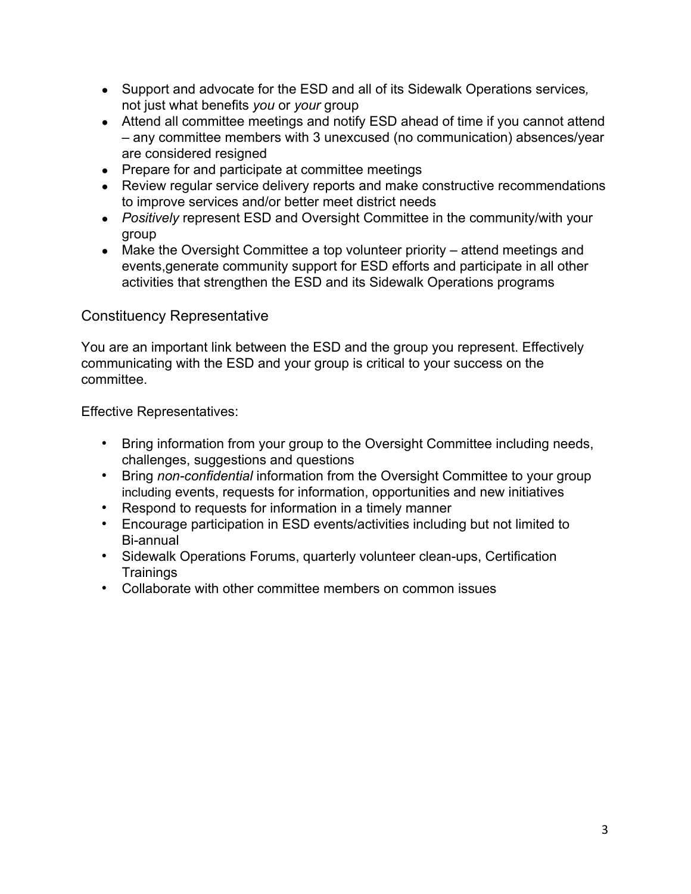- Support and advocate for the ESD and all of its Sidewalk Operations services, not just what benefits *you* or *your* group
- Attend all committee meetings and notify ESD ahead of time if you cannot attend – any committee members with 3 unexcused (no communication) absences/year are considered resigned
- Prepare for and participate at committee meetings
- Review regular service delivery reports and make constructive recommendations to improve services and/or better meet district needs
- *Positively* represent ESD and Oversight Committee in the community/with your group
- Make the Oversight Committee a top volunteer priority – attend meetings and events,generate community support for ESD efforts and participate in all other activities that strengthen the ESD and its Sidewalk Operations programs

## Constituency Representative

You are an important link between the ESD and the group you represent. Effectively communicating with the ESD and your group is critical to your success on the committee.

Effective Representatives:

- Bring information from your group to the Oversight Committee including needs, challenges, suggestions and questions
- Bring *non-confidential* information from the Oversight Committee to your group including events, requests for information, opportunities and new initiatives
- Respond to requests for information in a timely manner
- Encourage participation in ESD events/activities including but not limited to Bi-annual
- Sidewalk Operations Forums, quarterly volunteer clean-ups, Certification Trainings
- Collaborate with other committee members on common issues